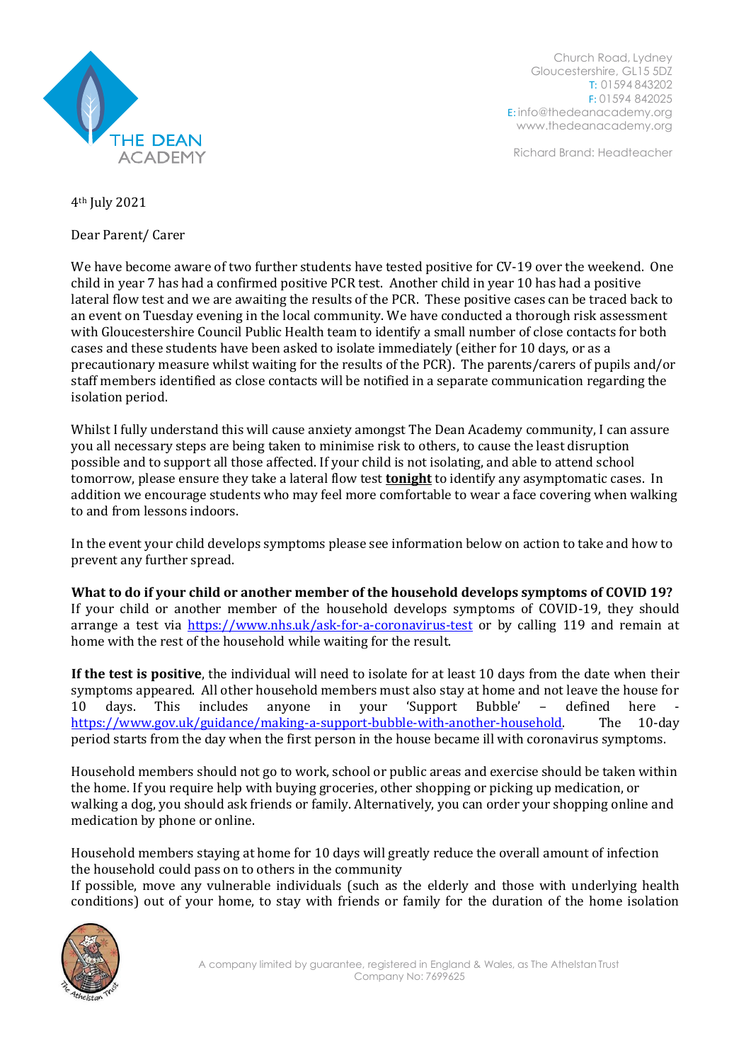THE DEAN ACADEMY

Church Road, Lydney
Gloucestershire, GL15 5DZ
T: 01594 843202
F: 01594 842025
E: info@thedeanacademy.org
www.thedeanacademy.org

Richard Brand: Headteacher

4th July 2021

Dear Parent/ Carer

We have become aware of two further students have tested positive for CV-19 over the weekend. One child in year 7 has had a confirmed positive PCR test. Another child in year 10 has had a positive lateral flow test and we are awaiting the results of the PCR. These positive cases can be traced back to an event on Tuesday evening in the local community. We have conducted a thorough risk assessment with Gloucestershire Council Public Health team to identify a small number of close contacts for both cases and these students have been asked to isolate immediately (either for 10 days, or as a precautionary measure whilst waiting for the results of the PCR). The parents/carers of pupils and/or staff members identified as close contacts will be notified in a separate communication regarding the isolation period.

Whilst I fully understand this will cause anxiety amongst The Dean Academy community, I can assure you all necessary steps are being taken to minimise risk to others, to cause the least disruption possible and to support all those affected. If your child is not isolating, and able to attend school tomorrow, please ensure they take a lateral flow test **tonight** to identify any asymptomatic cases. In addition we encourage students who may feel more comfortable to wear a face covering when walking to and from lessons indoors.

In the event your child develops symptoms please see information below on action to take and how to prevent any further spread.

**What to do if your child or another member of the household develops symptoms of COVID 19?**
If your child or another member of the household develops symptoms of COVID-19, they should arrange a test via https://www.nhs.uk/ask-for-a-coronavirus-test or by calling 119 and remain at home with the rest of the household while waiting for the result.

**If the test is positive**, the individual will need to isolate for at least 10 days from the date when their symptoms appeared. All other household members must also stay at home and not leave the house for 10 days. This includes anyone in your 'Support Bubble' – defined here - https://www.gov.uk/guidance/making-a-support-bubble-with-another-household. The 10-day period starts from the day when the first person in the house became ill with coronavirus symptoms.

Household members should not go to work, school or public areas and exercise should be taken within the home. If you require help with buying groceries, other shopping or picking up medication, or walking a dog, you should ask friends or family. Alternatively, you can order your shopping online and medication by phone or online.

Household members staying at home for 10 days will greatly reduce the overall amount of infection the household could pass on to others in the community
If possible, move any vulnerable individuals (such as the elderly and those with underlying health conditions) out of your home, to stay with friends or family for the duration of the home isolation

A company limited by guarantee, registered in England & Wales, as The Athelstan Trust
Company No: 7699625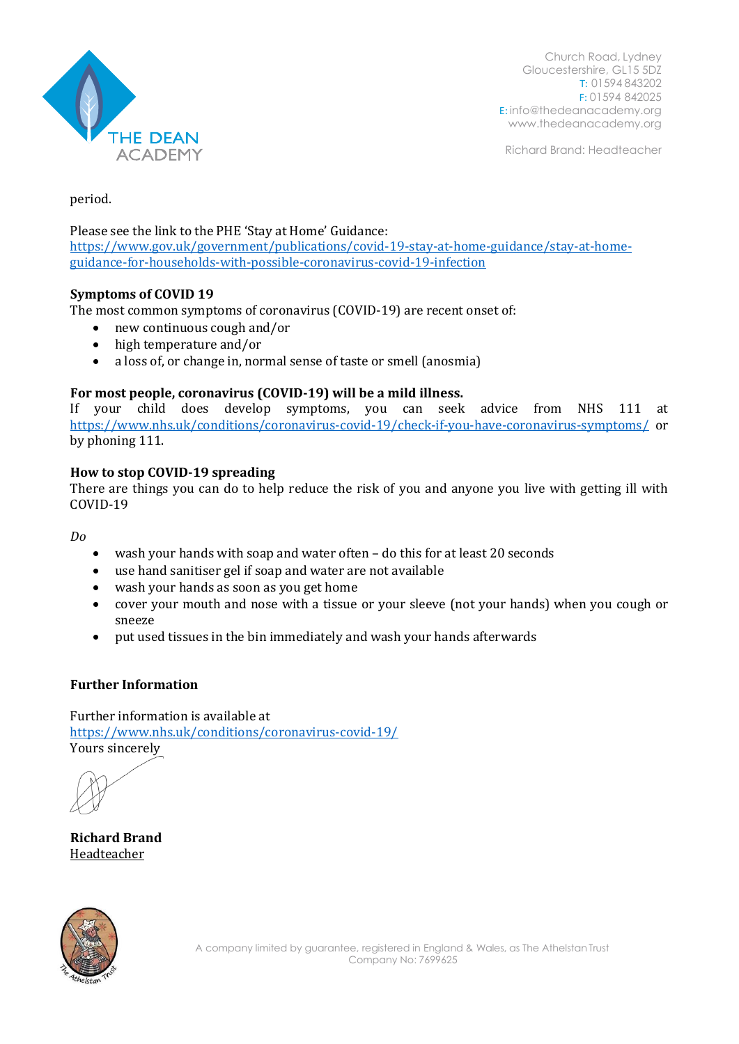period.

Please see the link to the PHE 'Stay at Home' Guidance:
https://www.gov.uk/government/publications/covid-19-stay-at-home-guidance/stay-at-home-guidance-for-households-with-possible-coronavirus-covid-19-infection

**Symptoms of COVID 19**
The most common symptoms of coronavirus (COVID-19) are recent onset of:

- new continuous cough and/or
- high temperature and/or
- a loss of, or change in, normal sense of taste or smell (anosmia)

**For most people, coronavirus (COVID-19) will be a mild illness.**
If your child does develop symptoms, you can seek advice from NHS 111 at https://www.nhs.uk/conditions/coronavirus-covid-19/check-if-you-have-coronavirus-symptoms/ or by phoning 111.

**How to stop COVID-19 spreading**
There are things you can do to help reduce the risk of you and anyone you live with getting ill with COVID-19

*Do*

- wash your hands with soap and water often – do this for at least 20 seconds
- use hand sanitiser gel if soap and water are not available
- wash your hands as soon as you get home
- cover your mouth and nose with a tissue or your sleeve (not your hands) when you cough or sneeze
- put used tissues in the bin immediately and wash your hands afterwards

**Further Information**

Further information is available at
https://www.nhs.uk/conditions/coronavirus-covid-19/
Yours sincerely

**Richard Brand**
Headteacher